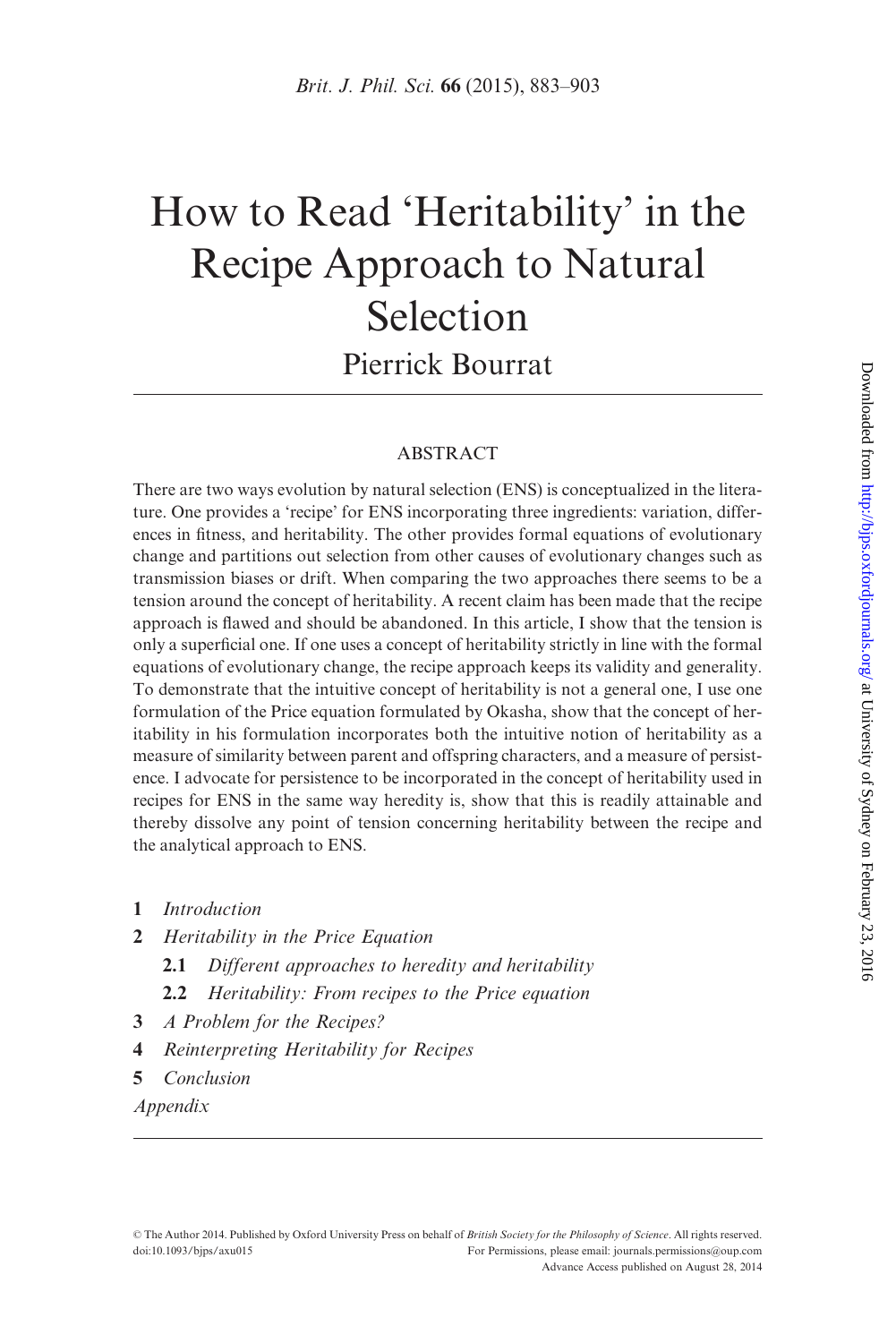# How to Read 'Heritability' in the Recipe Approach to Natural Selection

Pierrick Bourrat

## ABSTRACT

There are two ways evolution by natural selection (ENS) is conceptualized in the literature. One provides a 'recipe' for ENS incorporating three ingredients: variation, differences in fitness, and heritability. The other provides formal equations of evolutionary change and partitions out selection from other causes of evolutionary changes such as transmission biases or drift. When comparing the two approaches there seems to be a tension around the concept of heritability. A recent claim has been made that the recipe approach is flawed and should be abandoned. In this article, I show that the tension is only a superficial one. If one uses a concept of heritability strictly in line with the formal equations of evolutionary change, the recipe approach keeps its validity and generality. To demonstrate that the intuitive concept of heritability is not a general one, I use one formulation of the Price equation formulated by Okasha, show that the concept of heritability in his formulation incorporates both the intuitive notion of heritability as a measure of similarity between parent and offspring characters, and a measure of persistence. I advocate for persistence to be incorporated in the concept of heritability used in recipes for ENS in the same way heredity is, show that this is readily attainable and thereby dissolve any point of tension concerning heritability between the recipe and the analytical approach to ENS.

1. *Introduction*
2. *Heritability in the Price Equation*
   - **2.1** *Different approaches to heredity and heritability*
   - **2.2** *Heritability: From recipes to the Price equation*
3. *A Problem for the Recipes?*
4. *Reinterpreting Heritability for Recipes*
5. *Conclusion*

*Appendix*

© The Author 2014. Published by Oxford University Press on behalf of *British Society for the Philosophy of Science*. All rights reserved.
doi:10.1093/bjps/axu015 For Permissions, please email: journals.permissions@oup.com
Advance Access published on August 28, 2014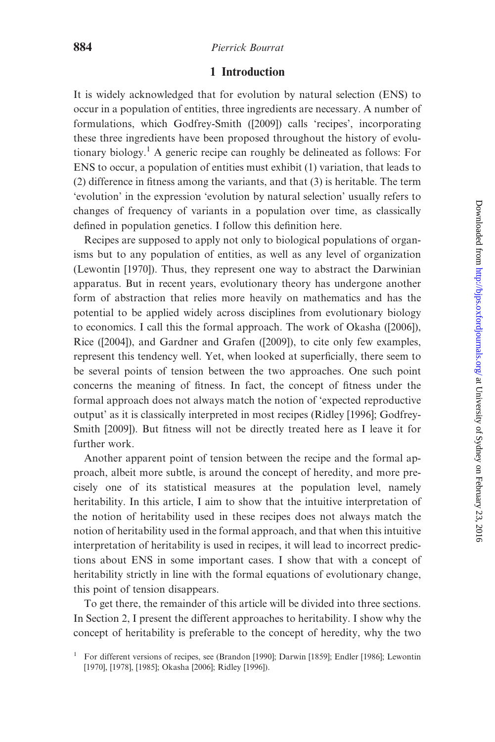## 1 Introduction

It is widely acknowledged that for evolution by natural selection (ENS) to occur in a population of entities, three ingredients are necessary. A number of formulations, which Godfrey-Smith ([2009]) calls 'recipes', incorporating these three ingredients have been proposed throughout the history of evolutionary biology.[1] A generic recipe can roughly be delineated as follows: For ENS to occur, a population of entities must exhibit (1) variation, that leads to (2) difference in fitness among the variants, and that (3) is heritable. The term 'evolution' in the expression 'evolution by natural selection' usually refers to changes of frequency of variants in a population over time, as classically defined in population genetics. I follow this definition here.

Recipes are supposed to apply not only to biological populations of organisms but to any population of entities, as well as any level of organization (Lewontin [1970]). Thus, they represent one way to abstract the Darwinian apparatus. But in recent years, evolutionary theory has undergone another form of abstraction that relies more heavily on mathematics and has the potential to be applied widely across disciplines from evolutionary biology to economics. I call this the formal approach. The work of Okasha ([2006]), Rice ([2004]), and Gardner and Grafen ([2009]), to cite only few examples, represent this tendency well. Yet, when looked at superficially, there seem to be several points of tension between the two approaches. One such point concerns the meaning of fitness. In fact, the concept of fitness under the formal approach does not always match the notion of 'expected reproductive output' as it is classically interpreted in most recipes (Ridley [1996]; Godfrey-Smith [2009]). But fitness will not be directly treated here as I leave it for further work.

Another apparent point of tension between the recipe and the formal approach, albeit more subtle, is around the concept of heredity, and more precisely one of its statistical measures at the population level, namely heritability. In this article, I aim to show that the intuitive interpretation of the notion of heritability used in these recipes does not always match the notion of heritability used in the formal approach, and that when this intuitive interpretation of heritability is used in recipes, it will lead to incorrect predictions about ENS in some important cases. I show that with a concept of heritability strictly in line with the formal equations of evolutionary change, this point of tension disappears.

To get there, the remainder of this article will be divided into three sections. In Section 2, I present the different approaches to heritability. I show why the concept of heritability is preferable to the concept of heredity, why the two

[1] For different versions of recipes, see (Brandon [1990]; Darwin [1859]; Endler [1986]; Lewontin [1970], [1978], [1985]; Okasha [2006]; Ridley [1996]).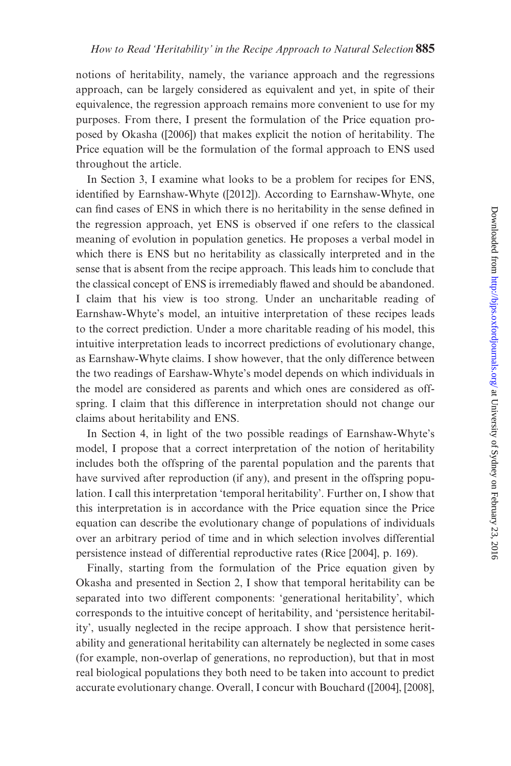notions of heritability, namely, the variance approach and the regressions approach, can be largely considered as equivalent and yet, in spite of their equivalence, the regression approach remains more convenient to use for my purposes. From there, I present the formulation of the Price equation proposed by Okasha ([2006]) that makes explicit the notion of heritability. The Price equation will be the formulation of the formal approach to ENS used throughout the article.

In Section 3, I examine what looks to be a problem for recipes for ENS, identified by Earnshaw-Whyte ([2012]). According to Earnshaw-Whyte, one can find cases of ENS in which there is no heritability in the sense defined in the regression approach, yet ENS is observed if one refers to the classical meaning of evolution in population genetics. He proposes a verbal model in which there is ENS but no heritability as classically interpreted and in the sense that is absent from the recipe approach. This leads him to conclude that the classical concept of ENS is irremediably flawed and should be abandoned. I claim that his view is too strong. Under an uncharitable reading of Earnshaw-Whyte's model, an intuitive interpretation of these recipes leads to the correct prediction. Under a more charitable reading of his model, this intuitive interpretation leads to incorrect predictions of evolutionary change, as Earnshaw-Whyte claims. I show however, that the only difference between the two readings of Earshaw-Whyte's model depends on which individuals in the model are considered as parents and which ones are considered as offspring. I claim that this difference in interpretation should not change our claims about heritability and ENS.

In Section 4, in light of the two possible readings of Earnshaw-Whyte's model, I propose that a correct interpretation of the notion of heritability includes both the offspring of the parental population and the parents that have survived after reproduction (if any), and present in the offspring population. I call this interpretation 'temporal heritability'. Further on, I show that this interpretation is in accordance with the Price equation since the Price equation can describe the evolutionary change of populations of individuals over an arbitrary period of time and in which selection involves differential persistence instead of differential reproductive rates (Rice [2004], p. 169).

Finally, starting from the formulation of the Price equation given by Okasha and presented in Section 2, I show that temporal heritability can be separated into two different components: 'generational heritability', which corresponds to the intuitive concept of heritability, and 'persistence heritability', usually neglected in the recipe approach. I show that persistence heritability and generational heritability can alternately be neglected in some cases (for example, non-overlap of generations, no reproduction), but that in most real biological populations they both need to be taken into account to predict accurate evolutionary change. Overall, I concur with Bouchard ([2004], [2008],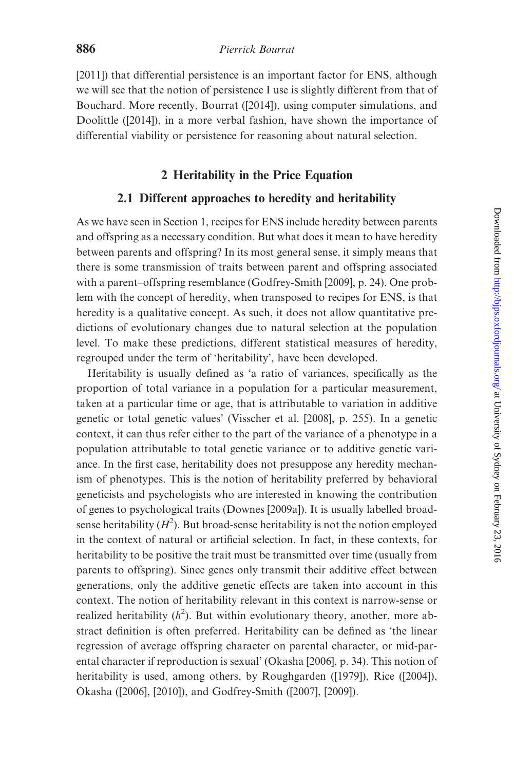[2011]) that differential persistence is an important factor for ENS, although we will see that the notion of persistence I use is slightly different from that of Bouchard. More recently, Bourrat ([2014]), using computer simulations, and Doolittle ([2014]), in a more verbal fashion, have shown the importance of differential viability or persistence for reasoning about natural selection.

## 2 Heritability in the Price Equation

### 2.1 Different approaches to heredity and heritability

As we have seen in Section 1, recipes for ENS include heredity between parents and offspring as a necessary condition. But what does it mean to have heredity between parents and offspring? In its most general sense, it simply means that there is some transmission of traits between parent and offspring associated with a parent–offspring resemblance (Godfrey-Smith [2009], p. 24). One problem with the concept of heredity, when transposed to recipes for ENS, is that heredity is a qualitative concept. As such, it does not allow quantitative predictions of evolutionary changes due to natural selection at the population level. To make these predictions, different statistical measures of heredity, regrouped under the term of 'heritability', have been developed.

Heritability is usually defined as 'a ratio of variances, specifically as the proportion of total variance in a population for a particular measurement, taken at a particular time or age, that is attributable to variation in additive genetic or total genetic values' (Visscher et al. [2008], p. 255). In a genetic context, it can thus refer either to the part of the variance of a phenotype in a population attributable to total genetic variance or to additive genetic variance. In the first case, heritability does not presuppose any heredity mechanism of phenotypes. This is the notion of heritability preferred by behavioral geneticists and psychologists who are interested in knowing the contribution of genes to psychological traits (Downes [2009a]). It is usually labelled broad-sense heritability ($H^2$). But broad-sense heritability is not the notion employed in the context of natural or artificial selection. In fact, in these contexts, for heritability to be positive the trait must be transmitted over time (usually from parents to offspring). Since genes only transmit their additive effect between generations, only the additive genetic effects are taken into account in this context. The notion of heritability relevant in this context is narrow-sense or realized heritability ($h^2$). But within evolutionary theory, another, more abstract definition is often preferred. Heritability can be defined as 'the linear regression of average offspring character on parental character, or mid-parental character if reproduction is sexual' (Okasha [2006], p. 34). This notion of heritability is used, among others, by Roughgarden ([1979]), Rice ([2004]), Okasha ([2006], [2010]), and Godfrey-Smith ([2007], [2009]).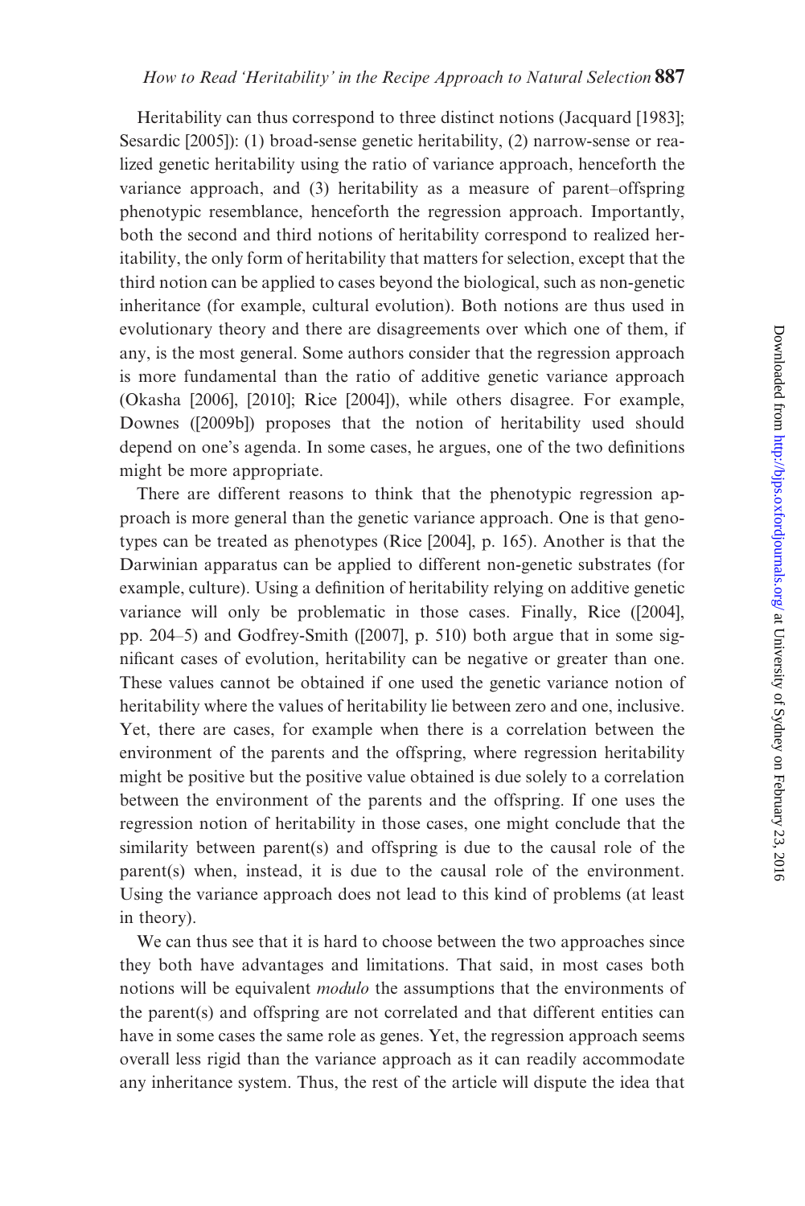Heritability can thus correspond to three distinct notions (Jacquard [1983]; Sesardic [2005]): (1) broad-sense genetic heritability, (2) narrow-sense or realized genetic heritability using the ratio of variance approach, henceforth the variance approach, and (3) heritability as a measure of parent–offspring phenotypic resemblance, henceforth the regression approach. Importantly, both the second and third notions of heritability correspond to realized heritability, the only form of heritability that matters for selection, except that the third notion can be applied to cases beyond the biological, such as non-genetic inheritance (for example, cultural evolution). Both notions are thus used in evolutionary theory and there are disagreements over which one of them, if any, is the most general. Some authors consider that the regression approach is more fundamental than the ratio of additive genetic variance approach (Okasha [2006], [2010]; Rice [2004]), while others disagree. For example, Downes ([2009b]) proposes that the notion of heritability used should depend on one's agenda. In some cases, he argues, one of the two definitions might be more appropriate.

There are different reasons to think that the phenotypic regression approach is more general than the genetic variance approach. One is that genotypes can be treated as phenotypes (Rice [2004], p. 165). Another is that the Darwinian apparatus can be applied to different non-genetic substrates (for example, culture). Using a definition of heritability relying on additive genetic variance will only be problematic in those cases. Finally, Rice ([2004], pp. 204–5) and Godfrey-Smith ([2007], p. 510) both argue that in some significant cases of evolution, heritability can be negative or greater than one. These values cannot be obtained if one used the genetic variance notion of heritability where the values of heritability lie between zero and one, inclusive. Yet, there are cases, for example when there is a correlation between the environment of the parents and the offspring, where regression heritability might be positive but the positive value obtained is due solely to a correlation between the environment of the parents and the offspring. If one uses the regression notion of heritability in those cases, one might conclude that the similarity between parent(s) and offspring is due to the causal role of the parent(s) when, instead, it is due to the causal role of the environment. Using the variance approach does not lead to this kind of problems (at least in theory).

We can thus see that it is hard to choose between the two approaches since they both have advantages and limitations. That said, in most cases both notions will be equivalent *modulo* the assumptions that the environments of the parent(s) and offspring are not correlated and that different entities can have in some cases the same role as genes. Yet, the regression approach seems overall less rigid than the variance approach as it can readily accommodate any inheritance system. Thus, the rest of the article will dispute the idea that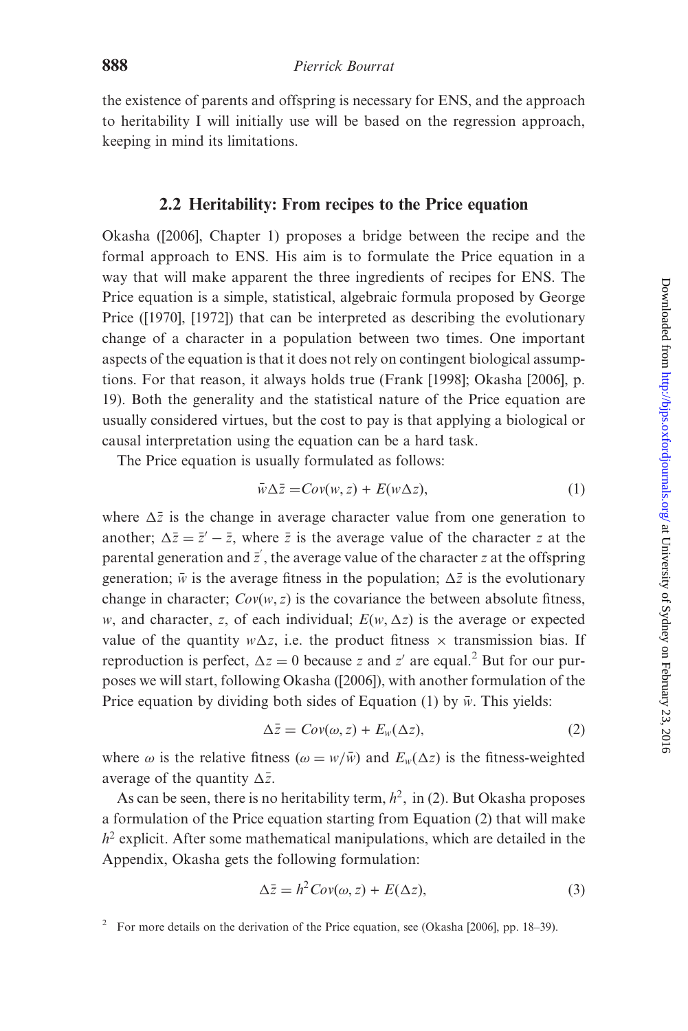the existence of parents and offspring is necessary for ENS, and the approach to heritability I will initially use will be based on the regression approach, keeping in mind its limitations.

## 2.2 Heritability: From recipes to the Price equation

Okasha ([2006], Chapter 1) proposes a bridge between the recipe and the formal approach to ENS. His aim is to formulate the Price equation in a way that will make apparent the three ingredients of recipes for ENS. The Price equation is a simple, statistical, algebraic formula proposed by George Price ([1970], [1972]) that can be interpreted as describing the evolutionary change of a character in a population between two times. One important aspects of the equation is that it does not rely on contingent biological assumptions. For that reason, it always holds true (Frank [1998]; Okasha [2006], p. 19). Both the generality and the statistical nature of the Price equation are usually considered virtues, but the cost to pay is that applying a biological or causal interpretation using the equation can be a hard task.

The Price equation is usually formulated as follows:

$$\bar{w}\Delta\bar{z} = Cov(w, z) + E(w\Delta z), \tag{1}$$

where $\Delta\bar{z}$ is the change in average character value from one generation to another; $\Delta\bar{z} = \bar{z}' - \bar{z}$, where $\bar{z}$ is the average value of the character $z$ at the parental generation and $\bar{z}'$, the average value of the character $z$ at the offspring generation; $\bar{w}$ is the average fitness in the population; $\Delta\bar{z}$ is the evolutionary change in character; $Cov(w, z)$ is the covariance the between absolute fitness, $w$, and character, $z$, of each individual; $E(w, \Delta z)$ is the average or expected value of the quantity $w\Delta z$, i.e. the product fitness × transmission bias. If reproduction is perfect, $\Delta z = 0$ because $z$ and $z'$ are equal.[2] But for our purposes we will start, following Okasha ([2006]), with another formulation of the Price equation by dividing both sides of Equation (1) by $\bar{w}$. This yields:

$$\Delta\bar{z} = Cov(\omega, z) + E_w(\Delta z), \tag{2}$$

where $\omega$ is the relative fitness ($\omega = w/\bar{w}$) and $E_w(\Delta z)$ is the fitness-weighted average of the quantity $\Delta\bar{z}$.

As can be seen, there is no heritability term, $h^2$, in (2). But Okasha proposes a formulation of the Price equation starting from Equation (2) that will make $h^2$ explicit. After some mathematical manipulations, which are detailed in the Appendix, Okasha gets the following formulation:

$$\Delta\bar{z} = h^2 Cov(\omega, z) + E(\Delta z), \tag{3}$$

[2] For more details on the derivation of the Price equation, see (Okasha [2006], pp. 18–39).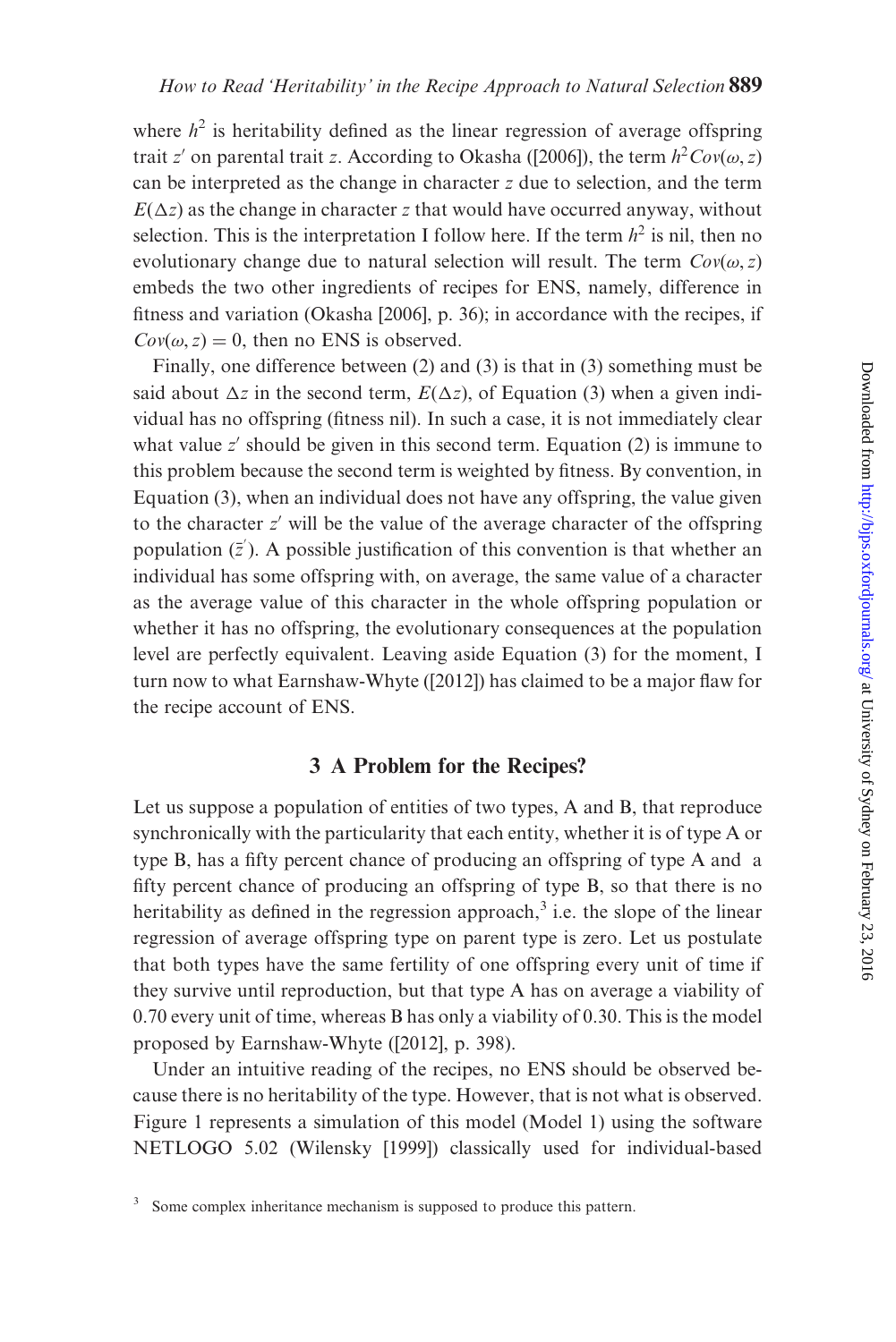where $h^2$ is heritability defined as the linear regression of average offspring trait $z'$ on parental trait $z$. According to Okasha ([2006]), the term $h^2Cov(\omega, z)$ can be interpreted as the change in character $z$ due to selection, and the term $E(\Delta z)$ as the change in character $z$ that would have occurred anyway, without selection. This is the interpretation I follow here. If the term $h^2$ is nil, then no evolutionary change due to natural selection will result. The term $Cov(\omega, z)$ embeds the two other ingredients of recipes for ENS, namely, difference in fitness and variation (Okasha [2006], p. 36); in accordance with the recipes, if $Cov(\omega, z) = 0$, then no ENS is observed.

Finally, one difference between (2) and (3) is that in (3) something must be said about $\Delta z$ in the second term, $E(\Delta z)$, of Equation (3) when a given individual has no offspring (fitness nil). In such a case, it is not immediately clear what value $z'$ should be given in this second term. Equation (2) is immune to this problem because the second term is weighted by fitness. By convention, in Equation (3), when an individual does not have any offspring, the value given to the character $z'$ will be the value of the average character of the offspring population ($\bar{z}'$). A possible justification of this convention is that whether an individual has some offspring with, on average, the same value of a character as the average value of this character in the whole offspring population or whether it has no offspring, the evolutionary consequences at the population level are perfectly equivalent. Leaving aside Equation (3) for the moment, I turn now to what Earnshaw-Whyte ([2012]) has claimed to be a major flaw for the recipe account of ENS.

## 3 A Problem for the Recipes?

Let us suppose a population of entities of two types, A and B, that reproduce synchronically with the particularity that each entity, whether it is of type A or type B, has a fifty percent chance of producing an offspring of type A and a fifty percent chance of producing an offspring of type B, so that there is no heritability as defined in the regression approach,[3] i.e. the slope of the linear regression of average offspring type on parent type is zero. Let us postulate that both types have the same fertility of one offspring every unit of time if they survive until reproduction, but that type A has on average a viability of 0.70 every unit of time, whereas B has only a viability of 0.30. This is the model proposed by Earnshaw-Whyte ([2012], p. 398).

Under an intuitive reading of the recipes, no ENS should be observed because there is no heritability of the type. However, that is not what is observed. Figure 1 represents a simulation of this model (Model 1) using the software NETLOGO 5.02 (Wilensky [1999]) classically used for individual-based

[3] Some complex inheritance mechanism is supposed to produce this pattern.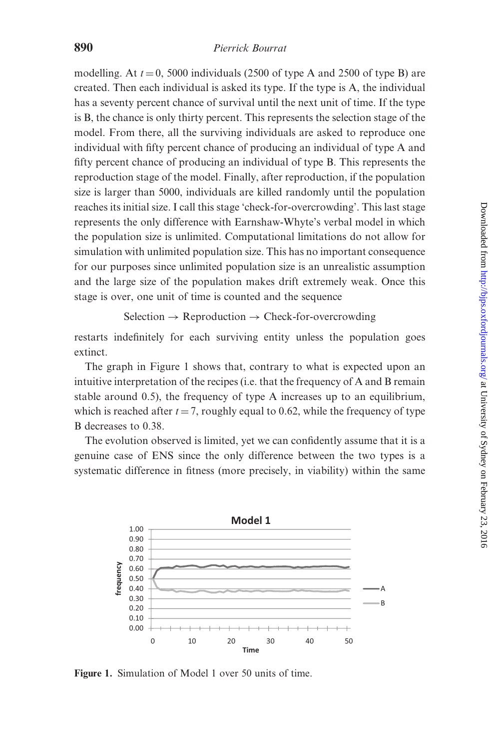modelling. At $t = 0$, 5000 individuals (2500 of type A and 2500 of type B) are created. Then each individual is asked its type. If the type is A, the individual has a seventy percent chance of survival until the next unit of time. If the type is B, the chance is only thirty percent. This represents the selection stage of the model. From there, all the surviving individuals are asked to reproduce one individual with fifty percent chance of producing an individual of type A and fifty percent chance of producing an individual of type B. This represents the reproduction stage of the model. Finally, after reproduction, if the population size is larger than 5000, individuals are killed randomly until the population reaches its initial size. I call this stage 'check-for-overcrowding'. This last stage represents the only difference with Earnshaw-Whyte's verbal model in which the population size is unlimited. Computational limitations do not allow for simulation with unlimited population size. This has no important consequence for our purposes since unlimited population size is an unrealistic assumption and the large size of the population makes drift extremely weak. Once this stage is over, one unit of time is counted and the sequence

$$\text{Selection} \rightarrow \text{Reproduction} \rightarrow \text{Check-for-overcrowding}$$

restarts indefinitely for each surviving entity unless the population goes extinct.

The graph in Figure 1 shows that, contrary to what is expected upon an intuitive interpretation of the recipes (i.e. that the frequency of A and B remain stable around 0.5), the frequency of type A increases up to an equilibrium, which is reached after $t = 7$, roughly equal to 0.62, while the frequency of type B decreases to 0.38.

The evolution observed is limited, yet we can confidently assume that it is a genuine case of ENS since the only difference between the two types is a systematic difference in fitness (more precisely, in viability) within the same

**Figure 1.** Simulation of Model 1 over 50 units of time.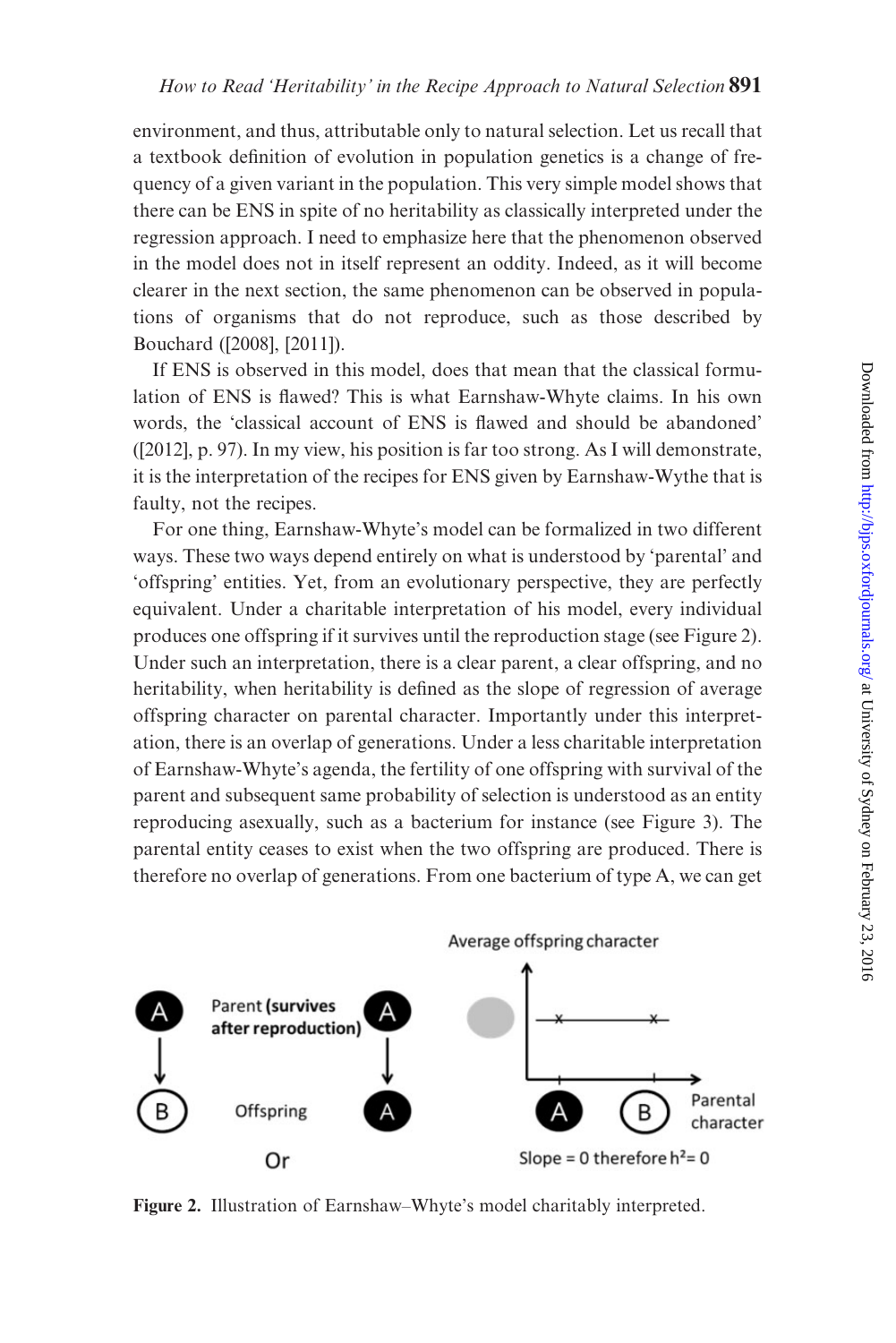environment, and thus, attributable only to natural selection. Let us recall that a textbook definition of evolution in population genetics is a change of frequency of a given variant in the population. This very simple model shows that there can be ENS in spite of no heritability as classically interpreted under the regression approach. I need to emphasize here that the phenomenon observed in the model does not in itself represent an oddity. Indeed, as it will become clearer in the next section, the same phenomenon can be observed in populations of organisms that do not reproduce, such as those described by Bouchard ([2008], [2011]).

If ENS is observed in this model, does that mean that the classical formulation of ENS is flawed? This is what Earnshaw-Whyte claims. In his own words, the 'classical account of ENS is flawed and should be abandoned' ([2012], p. 97). In my view, his position is far too strong. As I will demonstrate, it is the interpretation of the recipes for ENS given by Earnshaw-Wythe that is faulty, not the recipes.

For one thing, Earnshaw-Whyte's model can be formalized in two different ways. These two ways depend entirely on what is understood by 'parental' and 'offspring' entities. Yet, from an evolutionary perspective, they are perfectly equivalent. Under a charitable interpretation of his model, every individual produces one offspring if it survives until the reproduction stage (see Figure 2). Under such an interpretation, there is a clear parent, a clear offspring, and no heritability, when heritability is defined as the slope of regression of average offspring character on parental character. Importantly under this interpretation, there is an overlap of generations. Under a less charitable interpretation of Earnshaw-Whyte's agenda, the fertility of one offspring with survival of the parent and subsequent same probability of selection is understood as an entity reproducing asexually, such as a bacterium for instance (see Figure 3). The parental entity ceases to exist when the two offspring are produced. There is therefore no overlap of generations. From one bacterium of type A, we can get

Figure 2. Illustration of Earnshaw–Whyte's model charitably interpreted.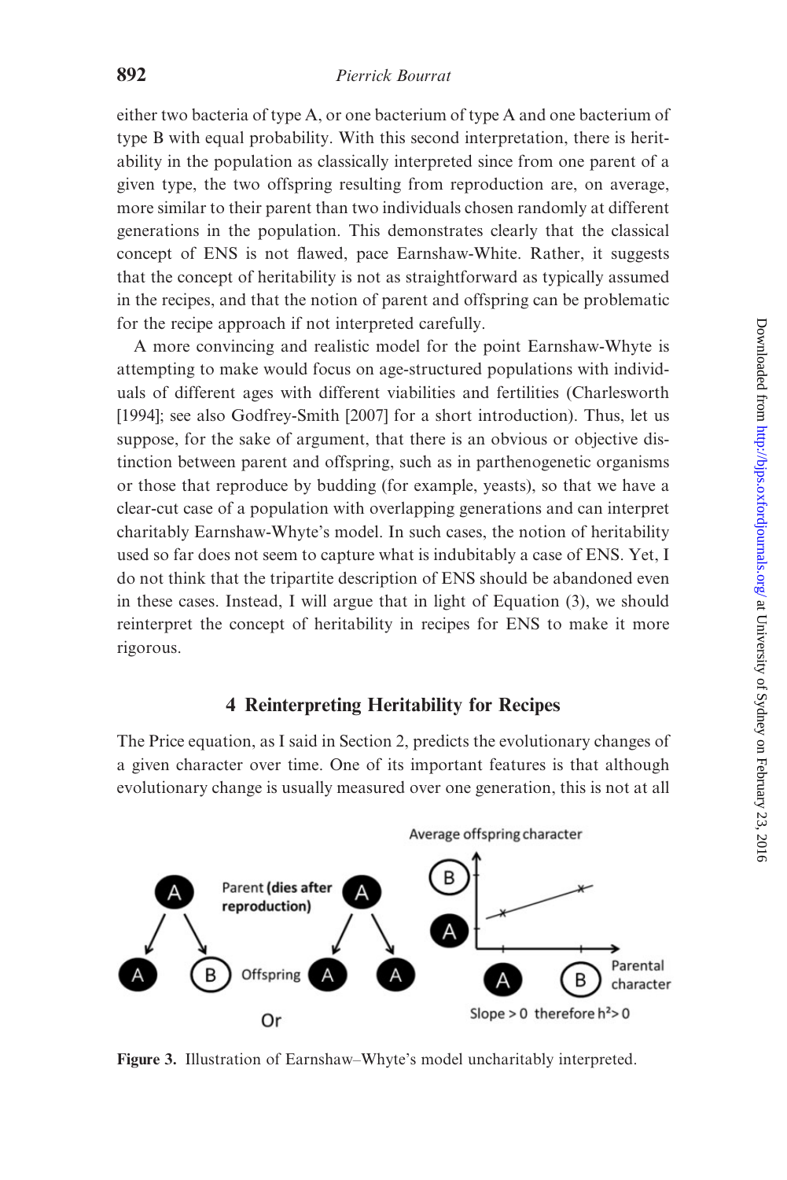either two bacteria of type A, or one bacterium of type A and one bacterium of type B with equal probability. With this second interpretation, there is heritability in the population as classically interpreted since from one parent of a given type, the two offspring resulting from reproduction are, on average, more similar to their parent than two individuals chosen randomly at different generations in the population. This demonstrates clearly that the classical concept of ENS is not flawed, pace Earnshaw-White. Rather, it suggests that the concept of heritability is not as straightforward as typically assumed in the recipes, and that the notion of parent and offspring can be problematic for the recipe approach if not interpreted carefully.

A more convincing and realistic model for the point Earnshaw-Whyte is attempting to make would focus on age-structured populations with individuals of different ages with different viabilities and fertilities (Charlesworth [1994]; see also Godfrey-Smith [2007] for a short introduction). Thus, let us suppose, for the sake of argument, that there is an obvious or objective distinction between parent and offspring, such as in parthenogenetic organisms or those that reproduce by budding (for example, yeasts), so that we have a clear-cut case of a population with overlapping generations and can interpret charitably Earnshaw-Whyte's model. In such cases, the notion of heritability used so far does not seem to capture what is indubitably a case of ENS. Yet, I do not think that the tripartite description of ENS should be abandoned even in these cases. Instead, I will argue that in light of Equation (3), we should reinterpret the concept of heritability in recipes for ENS to make it more rigorous.

## 4 Reinterpreting Heritability for Recipes

The Price equation, as I said in Section 2, predicts the evolutionary changes of a given character over time. One of its important features is that although evolutionary change is usually measured over one generation, this is not at all

Figure 3. Illustration of Earnshaw–Whyte's model uncharitably interpreted.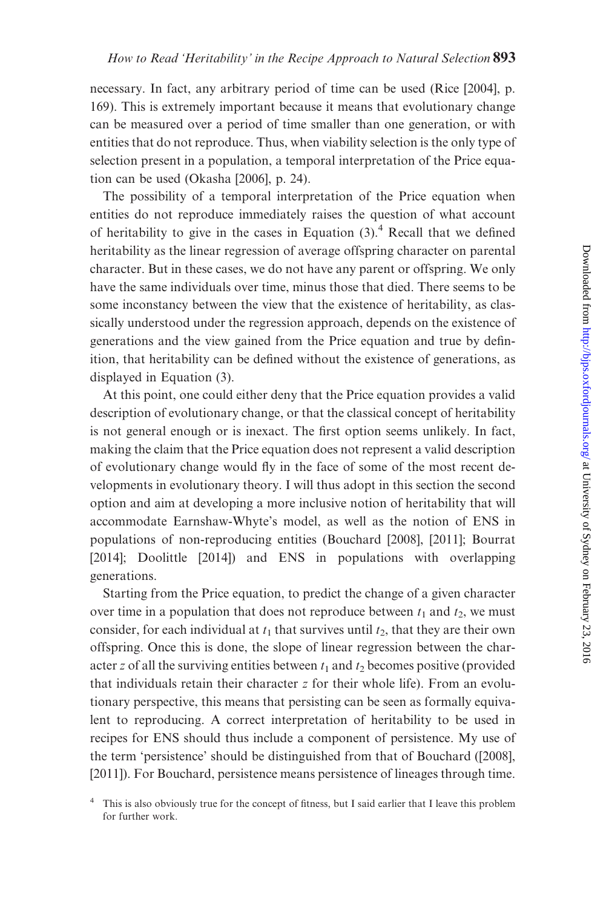necessary. In fact, any arbitrary period of time can be used (Rice [2004], p. 169). This is extremely important because it means that evolutionary change can be measured over a period of time smaller than one generation, or with entities that do not reproduce. Thus, when viability selection is the only type of selection present in a population, a temporal interpretation of the Price equation can be used (Okasha [2006], p. 24).

The possibility of a temporal interpretation of the Price equation when entities do not reproduce immediately raises the question of what account of heritability to give in the cases in Equation (3).[4] Recall that we defined heritability as the linear regression of average offspring character on parental character. But in these cases, we do not have any parent or offspring. We only have the same individuals over time, minus those that died. There seems to be some inconstancy between the view that the existence of heritability, as classically understood under the regression approach, depends on the existence of generations and the view gained from the Price equation and true by definition, that heritability can be defined without the existence of generations, as displayed in Equation (3).

At this point, one could either deny that the Price equation provides a valid description of evolutionary change, or that the classical concept of heritability is not general enough or is inexact. The first option seems unlikely. In fact, making the claim that the Price equation does not represent a valid description of evolutionary change would fly in the face of some of the most recent developments in evolutionary theory. I will thus adopt in this section the second option and aim at developing a more inclusive notion of heritability that will accommodate Earnshaw-Whyte's model, as well as the notion of ENS in populations of non-reproducing entities (Bouchard [2008], [2011]; Bourrat [2014]; Doolittle [2014]) and ENS in populations with overlapping generations.

Starting from the Price equation, to predict the change of a given character over time in a population that does not reproduce between $t_1$ and $t_2$, we must consider, for each individual at $t_1$ that survives until $t_2$, that they are their own offspring. Once this is done, the slope of linear regression between the character $z$ of all the surviving entities between $t_1$ and $t_2$ becomes positive (provided that individuals retain their character $z$ for their whole life). From an evolutionary perspective, this means that persisting can be seen as formally equivalent to reproducing. A correct interpretation of heritability to be used in recipes for ENS should thus include a component of persistence. My use of the term 'persistence' should be distinguished from that of Bouchard ([2008], [2011]). For Bouchard, persistence means persistence of lineages through time.

[4] This is also obviously true for the concept of fitness, but I said earlier that I leave this problem for further work.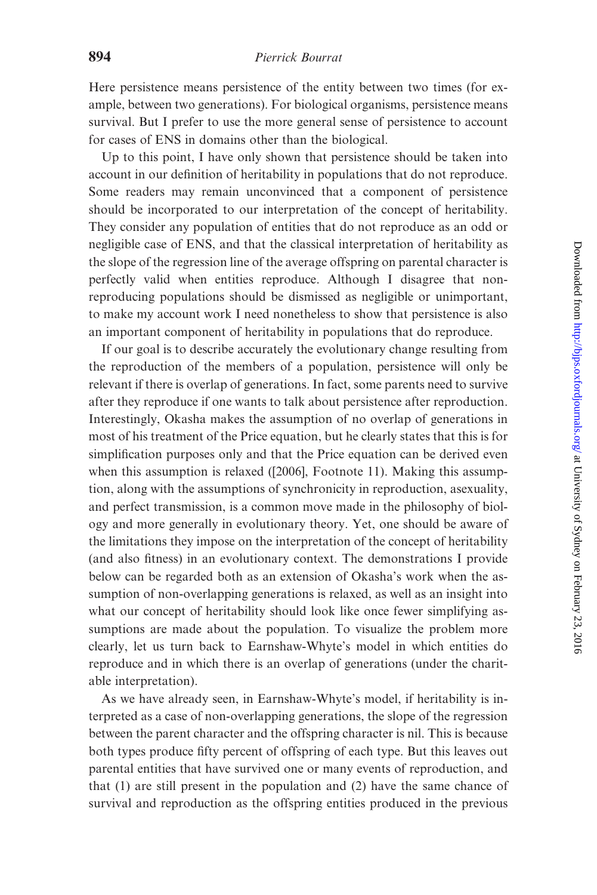Here persistence means persistence of the entity between two times (for example, between two generations). For biological organisms, persistence means survival. But I prefer to use the more general sense of persistence to account for cases of ENS in domains other than the biological.

Up to this point, I have only shown that persistence should be taken into account in our definition of heritability in populations that do not reproduce. Some readers may remain unconvinced that a component of persistence should be incorporated to our interpretation of the concept of heritability. They consider any population of entities that do not reproduce as an odd or negligible case of ENS, and that the classical interpretation of heritability as the slope of the regression line of the average offspring on parental character is perfectly valid when entities reproduce. Although I disagree that non-reproducing populations should be dismissed as negligible or unimportant, to make my account work I need nonetheless to show that persistence is also an important component of heritability in populations that do reproduce.

If our goal is to describe accurately the evolutionary change resulting from the reproduction of the members of a population, persistence will only be relevant if there is overlap of generations. In fact, some parents need to survive after they reproduce if one wants to talk about persistence after reproduction. Interestingly, Okasha makes the assumption of no overlap of generations in most of his treatment of the Price equation, but he clearly states that this is for simplification purposes only and that the Price equation can be derived even when this assumption is relaxed ([2006], Footnote 11). Making this assumption, along with the assumptions of synchronicity in reproduction, asexuality, and perfect transmission, is a common move made in the philosophy of biology and more generally in evolutionary theory. Yet, one should be aware of the limitations they impose on the interpretation of the concept of heritability (and also fitness) in an evolutionary context. The demonstrations I provide below can be regarded both as an extension of Okasha's work when the assumption of non-overlapping generations is relaxed, as well as an insight into what our concept of heritability should look like once fewer simplifying assumptions are made about the population. To visualize the problem more clearly, let us turn back to Earnshaw-Whyte's model in which entities do reproduce and in which there is an overlap of generations (under the charitable interpretation).

As we have already seen, in Earnshaw-Whyte's model, if heritability is interpreted as a case of non-overlapping generations, the slope of the regression between the parent character and the offspring character is nil. This is because both types produce fifty percent of offspring of each type. But this leaves out parental entities that have survived one or many events of reproduction, and that (1) are still present in the population and (2) have the same chance of survival and reproduction as the offspring entities produced in the previous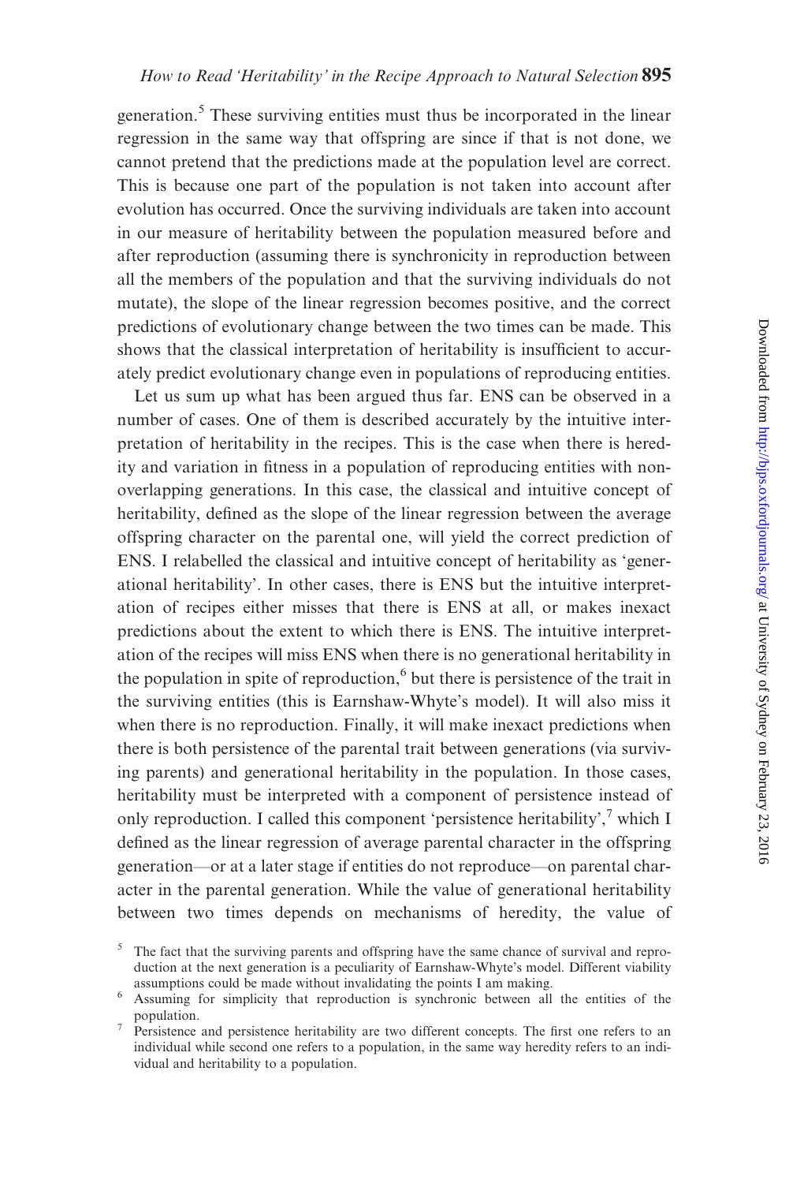generation.[5] These surviving entities must thus be incorporated in the linear regression in the same way that offspring are since if that is not done, we cannot pretend that the predictions made at the population level are correct. This is because one part of the population is not taken into account after evolution has occurred. Once the surviving individuals are taken into account in our measure of heritability between the population measured before and after reproduction (assuming there is synchronicity in reproduction between all the members of the population and that the surviving individuals do not mutate), the slope of the linear regression becomes positive, and the correct predictions of evolutionary change between the two times can be made. This shows that the classical interpretation of heritability is insufficient to accurately predict evolutionary change even in populations of reproducing entities.

Let us sum up what has been argued thus far. ENS can be observed in a number of cases. One of them is described accurately by the intuitive interpretation of heritability in the recipes. This is the case when there is heredity and variation in fitness in a population of reproducing entities with non-overlapping generations. In this case, the classical and intuitive concept of heritability, defined as the slope of the linear regression between the average offspring character on the parental one, will yield the correct prediction of ENS. I relabelled the classical and intuitive concept of heritability as 'generational heritability'. In other cases, there is ENS but the intuitive interpretation of recipes either misses that there is ENS at all, or makes inexact predictions about the extent to which there is ENS. The intuitive interpretation of the recipes will miss ENS when there is no generational heritability in the population in spite of reproduction,[6] but there is persistence of the trait in the surviving entities (this is Earnshaw-Whyte's model). It will also miss it when there is no reproduction. Finally, it will make inexact predictions when there is both persistence of the parental trait between generations (via surviving parents) and generational heritability in the population. In those cases, heritability must be interpreted with a component of persistence instead of only reproduction. I called this component 'persistence heritability',[7] which I defined as the linear regression of average parental character in the offspring generation—or at a later stage if entities do not reproduce—on parental character in the parental generation. While the value of generational heritability between two times depends on mechanisms of heredity, the value of

[5] The fact that the surviving parents and offspring have the same chance of survival and reproduction at the next generation is a peculiarity of Earnshaw-Whyte's model. Different viability assumptions could be made without invalidating the points I am making.

[6] Assuming for simplicity that reproduction is synchronic between all the entities of the population.

[7] Persistence and persistence heritability are two different concepts. The first one refers to an individual while second one refers to a population, in the same way heredity refers to an individual and heritability to a population.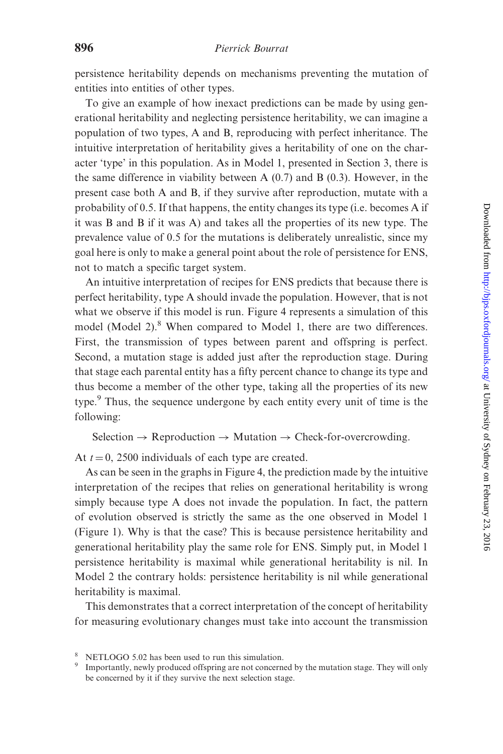persistence heritability depends on mechanisms preventing the mutation of entities into entities of other types.

To give an example of how inexact predictions can be made by using generational heritability and neglecting persistence heritability, we can imagine a population of two types, A and B, reproducing with perfect inheritance. The intuitive interpretation of heritability gives a heritability of one on the character 'type' in this population. As in Model 1, presented in Section 3, there is the same difference in viability between A (0.7) and B (0.3). However, in the present case both A and B, if they survive after reproduction, mutate with a probability of 0.5. If that happens, the entity changes its type (i.e. becomes A if it was B and B if it was A) and takes all the properties of its new type. The prevalence value of 0.5 for the mutations is deliberately unrealistic, since my goal here is only to make a general point about the role of persistence for ENS, not to match a specific target system.

An intuitive interpretation of recipes for ENS predicts that because there is perfect heritability, type A should invade the population. However, that is not what we observe if this model is run. Figure 4 represents a simulation of this model (Model 2).[8] When compared to Model 1, there are two differences. First, the transmission of types between parent and offspring is perfect. Second, a mutation stage is added just after the reproduction stage. During that stage each parental entity has a fifty percent chance to change its type and thus become a member of the other type, taking all the properties of its new type.[9] Thus, the sequence undergone by each entity every unit of time is the following:

Selection → Reproduction → Mutation → Check-for-overcrowding.

At $t = 0$, 2500 individuals of each type are created.

As can be seen in the graphs in Figure 4, the prediction made by the intuitive interpretation of the recipes that relies on generational heritability is wrong simply because type A does not invade the population. In fact, the pattern of evolution observed is strictly the same as the one observed in Model 1 (Figure 1). Why is that the case? This is because persistence heritability and generational heritability play the same role for ENS. Simply put, in Model 1 persistence heritability is maximal while generational heritability is nil. In Model 2 the contrary holds: persistence heritability is nil while generational heritability is maximal.

This demonstrates that a correct interpretation of the concept of heritability for measuring evolutionary changes must take into account the transmission

[8] NETLOGO 5.02 has been used to run this simulation.

[9] Importantly, newly produced offspring are not concerned by the mutation stage. They will only be concerned by it if they survive the next selection stage.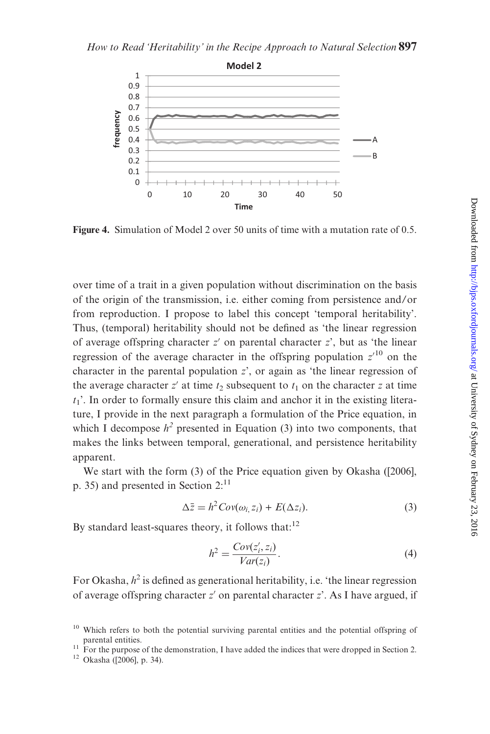**Figure 4.** Simulation of Model 2 over 50 units of time with a mutation rate of 0.5.

over time of a trait in a given population without discrimination on the basis of the origin of the transmission, i.e. either coming from persistence and/or from reproduction. I propose to label this concept 'temporal heritability'. Thus, (temporal) heritability should not be defined as 'the linear regression of average offspring character $z'$ on parental character $z$', but as 'the linear regression of the average character in the offspring population $z'$[10] on the character in the parental population $z$', or again as 'the linear regression of the average character $z'$ at time $t_2$ subsequent to $t_1$ on the character $z$ at time $t_1$'. In order to formally ensure this claim and anchor it in the existing literature, I provide in the next paragraph a formulation of the Price equation, in which I decompose $h^2$ presented in Equation (3) into two components, that makes the links between temporal, generational, and persistence heritability apparent.

We start with the form (3) of the Price equation given by Okasha ([2006], p. 35) and presented in Section 2:[11]

$$\Delta\bar{z} = h^2 Cov(\omega_{i,} z_i) + E(\Delta z_i). \tag{3}$$

By standard least-squares theory, it follows that:[12]

$$h^2 = \frac{Cov(z'_i, z_i)}{Var(z_i)}. \tag{4}$$

For Okasha, $h^2$ is defined as generational heritability, i.e. 'the linear regression of average offspring character $z'$ on parental character $z$'. As I have argued, if

[10] Which refers to both the potential surviving parental entities and the potential offspring of parental entities.

[11] For the purpose of the demonstration, I have added the indices that were dropped in Section 2.

[12] Okasha ([2006], p. 34).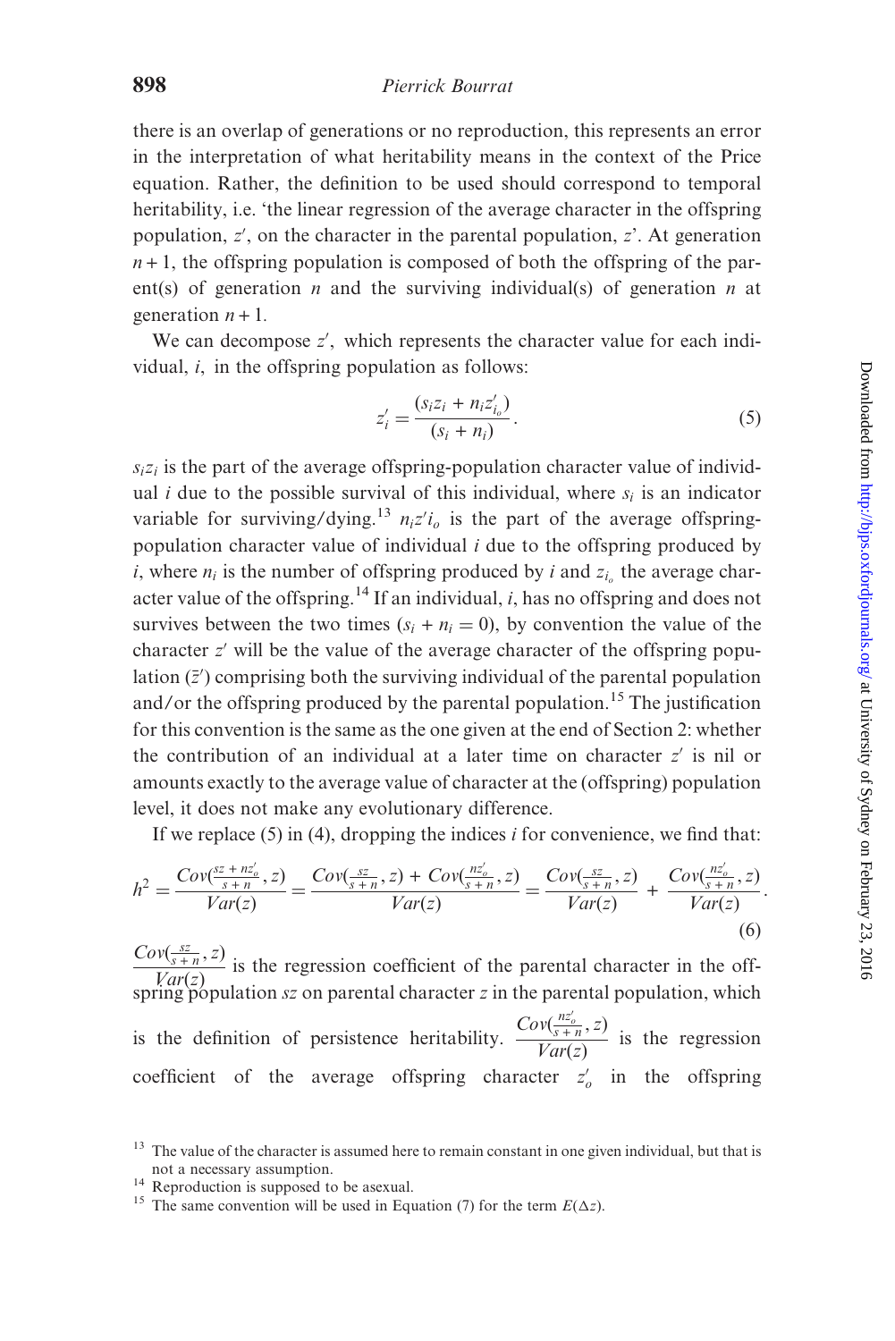there is an overlap of generations or no reproduction, this represents an error in the interpretation of what heritability means in the context of the Price equation. Rather, the definition to be used should correspond to temporal heritability, i.e. 'the linear regression of the average character in the offspring population, $z'$, on the character in the parental population, $z$'. At generation $n+1$, the offspring population is composed of both the offspring of the parent(s) of generation $n$ and the surviving individual(s) of generation $n$ at generation $n+1$.

We can decompose $z'$, which represents the character value for each individual, $i$, in the offspring population as follows:

$$z'_i = \frac{(s_i z_i + n_i z'_{i_o})}{(s_i + n_i)}. \tag{5}$$

$s_i z_i$ is the part of the average offspring-population character value of individual $i$ due to the possible survival of this individual, where $s_i$ is an indicator variable for surviving/dying.[13] $n_i z' i_o$ is the part of the average offspring-population character value of individual $i$ due to the offspring produced by $i$, where $n_i$ is the number of offspring produced by $i$ and $z_{i_o}$ the average character value of the offspring.[14] If an individual, $i$, has no offspring and does not survives between the two times ($s_i + n_i = 0$), by convention the value of the character $z'$ will be the value of the average character of the offspring population ($\bar{z}'$) comprising both the surviving individual of the parental population and/or the offspring produced by the parental population.[15] The justification for this convention is the same as the one given at the end of Section 2: whether the contribution of an individual at a later time on character $z'$ is nil or amounts exactly to the average value of character at the (offspring) population level, it does not make any evolutionary difference.

If we replace (5) in (4), dropping the indices $i$ for convenience, we find that:

$$h^2 = \frac{Cov(\frac{sz + nz'_o}{s+n}, z)}{Var(z)} = \frac{Cov(\frac{sz}{s+n}, z) + Cov(\frac{nz'_o}{s+n}, z)}{Var(z)} = \frac{Cov(\frac{sz}{s+n}, z)}{Var(z)} + \frac{Cov(\frac{nz'_o}{s+n}, z)}{Var(z)}. \tag{6}$$

$\frac{Cov(\frac{sz}{s+n}, z)}{Var(z)}$ is the regression coefficient of the parental character in the offspring population $sz$ on parental character $z$ in the parental population, which is the definition of persistence heritability. $\frac{Cov(\frac{nz'_o}{s+n}, z)}{Var(z)}$ is the regression coefficient of the average offspring character $z'_o$ in the offspring

[13] The value of the character is assumed here to remain constant in one given individual, but that is not a necessary assumption.

[14] Reproduction is supposed to be asexual.

[15] The same convention will be used in Equation (7) for the term $E(\Delta z)$.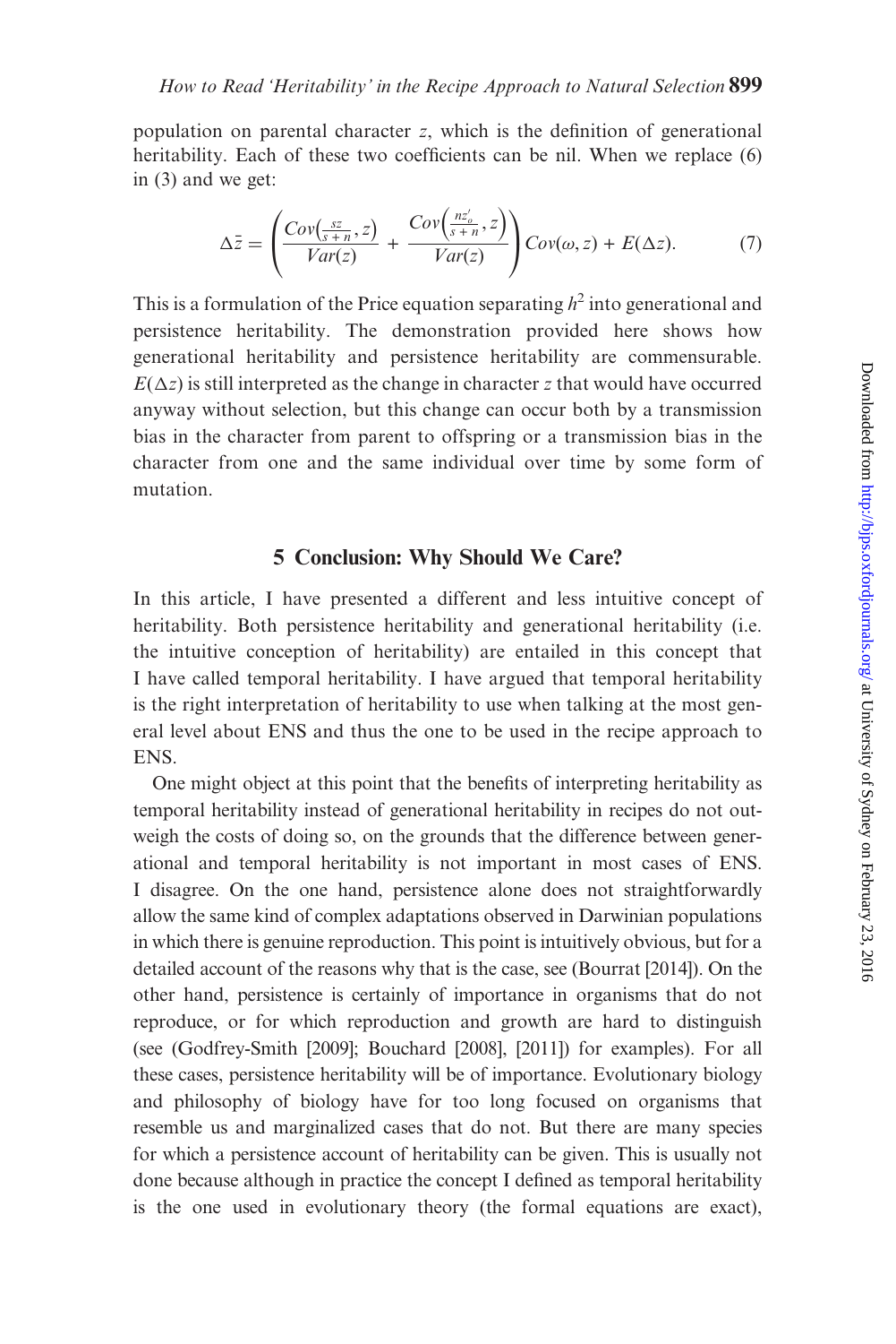population on parental character $z$, which is the definition of generational heritability. Each of these two coefficients can be nil. When we replace (6) in (3) and we get:

$$\Delta\bar{z} = \left(\frac{Cov\left(\frac{sz}{s+n}, z\right)}{Var(z)} + \frac{Cov\left(\frac{nz'_o}{s+n}, z\right)}{Var(z)}\right) Cov(\omega, z) + E(\Delta z). \qquad (7)$$

This is a formulation of the Price equation separating $h^2$ into generational and persistence heritability. The demonstration provided here shows how generational heritability and persistence heritability are commensurable. $E(\Delta z)$ is still interpreted as the change in character $z$ that would have occurred anyway without selection, but this change can occur both by a transmission bias in the character from parent to offspring or a transmission bias in the character from one and the same individual over time by some form of mutation.

## 5 Conclusion: Why Should We Care?

In this article, I have presented a different and less intuitive concept of heritability. Both persistence heritability and generational heritability (i.e. the intuitive conception of heritability) are entailed in this concept that I have called temporal heritability. I have argued that temporal heritability is the right interpretation of heritability to use when talking at the most general level about ENS and thus the one to be used in the recipe approach to ENS.

One might object at this point that the benefits of interpreting heritability as temporal heritability instead of generational heritability in recipes do not outweigh the costs of doing so, on the grounds that the difference between generational and temporal heritability is not important in most cases of ENS. I disagree. On the one hand, persistence alone does not straightforwardly allow the same kind of complex adaptations observed in Darwinian populations in which there is genuine reproduction. This point is intuitively obvious, but for a detailed account of the reasons why that is the case, see (Bourrat [2014]). On the other hand, persistence is certainly of importance in organisms that do not reproduce, or for which reproduction and growth are hard to distinguish (see (Godfrey-Smith [2009]; Bouchard [2008], [2011]) for examples). For all these cases, persistence heritability will be of importance. Evolutionary biology and philosophy of biology have for too long focused on organisms that resemble us and marginalized cases that do not. But there are many species for which a persistence account of heritability can be given. This is usually not done because although in practice the concept I defined as temporal heritability is the one used in evolutionary theory (the formal equations are exact),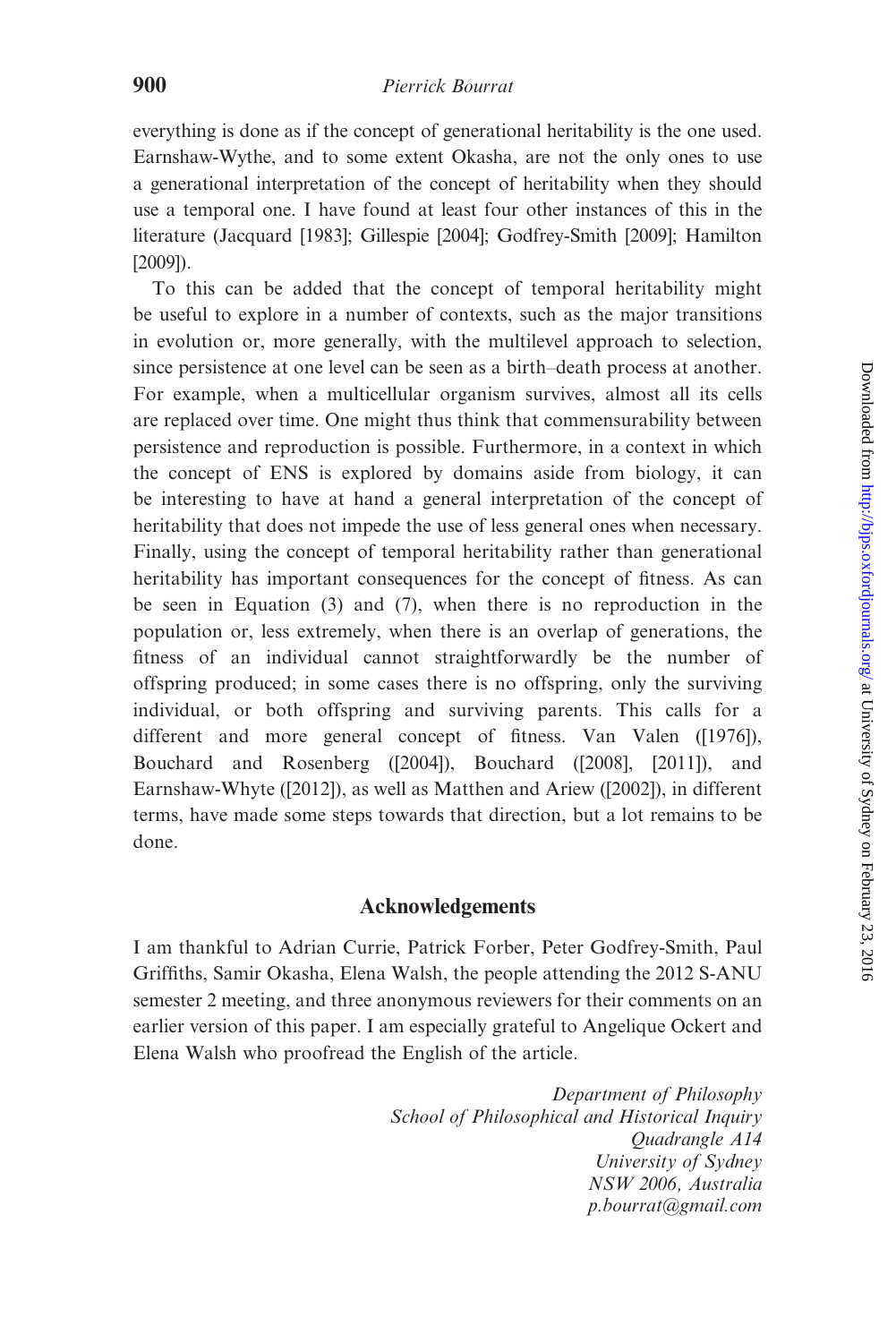everything is done as if the concept of generational heritability is the one used. Earnshaw-Wythe, and to some extent Okasha, are not the only ones to use a generational interpretation of the concept of heritability when they should use a temporal one. I have found at least four other instances of this in the literature (Jacquard [1983]; Gillespie [2004]; Godfrey-Smith [2009]; Hamilton [2009]).

To this can be added that the concept of temporal heritability might be useful to explore in a number of contexts, such as the major transitions in evolution or, more generally, with the multilevel approach to selection, since persistence at one level can be seen as a birth–death process at another. For example, when a multicellular organism survives, almost all its cells are replaced over time. One might thus think that commensurability between persistence and reproduction is possible. Furthermore, in a context in which the concept of ENS is explored by domains aside from biology, it can be interesting to have at hand a general interpretation of the concept of heritability that does not impede the use of less general ones when necessary. Finally, using the concept of temporal heritability rather than generational heritability has important consequences for the concept of fitness. As can be seen in Equation (3) and (7), when there is no reproduction in the population or, less extremely, when there is an overlap of generations, the fitness of an individual cannot straightforwardly be the number of offspring produced; in some cases there is no offspring, only the surviving individual, or both offspring and surviving parents. This calls for a different and more general concept of fitness. Van Valen ([1976]), Bouchard and Rosenberg ([2004]), Bouchard ([2008], [2011]), and Earnshaw-Whyte ([2012]), as well as Matthen and Ariew ([2002]), in different terms, have made some steps towards that direction, but a lot remains to be done.

## Acknowledgements

I am thankful to Adrian Currie, Patrick Forber, Peter Godfrey-Smith, Paul Griffiths, Samir Okasha, Elena Walsh, the people attending the 2012 S-ANU semester 2 meeting, and three anonymous reviewers for their comments on an earlier version of this paper. I am especially grateful to Angelique Ockert and Elena Walsh who proofread the English of the article.

*Department of Philosophy*
*School of Philosophical and Historical Inquiry*
*Quadrangle A14*
*University of Sydney*
*NSW 2006, Australia*
*p.bourrat@gmail.com*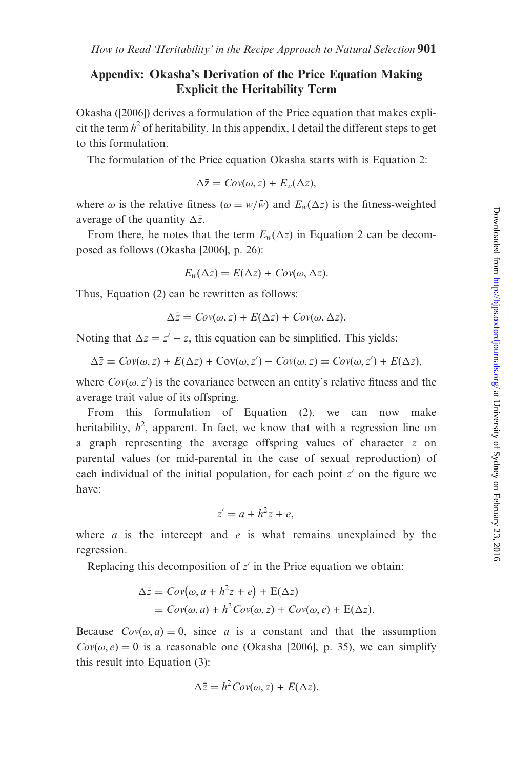## Appendix: Okasha's Derivation of the Price Equation Making Explicit the Heritability Term

Okasha ([2006]) derives a formulation of the Price equation that makes explicit the term $h^2$ of heritability. In this appendix, I detail the different steps to get to this formulation.

The formulation of the Price equation Okasha starts with is Equation 2:

$$\Delta\bar{z} = Cov(\omega, z) + E_w(\Delta z),$$

where $\omega$ is the relative fitness ($\omega = w/\bar{w}$) and $E_w(\Delta z)$ is the fitness-weighted average of the quantity $\Delta\bar{z}$.

From there, he notes that the term $E_w(\Delta z)$ in Equation 2 can be decomposed as follows (Okasha [2006], p. 26):

$$E_w(\Delta z) = E(\Delta z) + Cov(\omega, \Delta z).$$

Thus, Equation (2) can be rewritten as follows:

$$\Delta\bar{z} = Cov(\omega, z) + E(\Delta z) + Cov(\omega, \Delta z).$$

Noting that $\Delta z = z' - z$, this equation can be simplified. This yields:

$$\Delta\bar{z} = Cov(\omega, z) + E(\Delta z) + Cov(\omega, z') - Cov(\omega, z) = Cov(\omega, z') + E(\Delta z),$$

where $Cov(\omega, z')$ is the covariance between an entity's relative fitness and the average trait value of its offspring.

From this formulation of Equation (2), we can now make heritability, $h^2$, apparent. In fact, we know that with a regression line on a graph representing the average offspring values of character $z$ on parental values (or mid-parental in the case of sexual reproduction) of each individual of the initial population, for each point $z'$ on the figure we have:

$$z' = a + h^2 z + e,$$

where $a$ is the intercept and $e$ is what remains unexplained by the regression.

Replacing this decomposition of $z'$ in the Price equation we obtain:

$$\begin{aligned}\Delta\bar{z} &= Cov\left(\omega, a + h^2 z + e\right) + E(\Delta z)\\ &= Cov(\omega, a) + h^2 Cov(\omega, z) + Cov(\omega, e) + E(\Delta z).\end{aligned}$$

Because $Cov(\omega, a) = 0$, since $a$ is a constant and that the assumption $Cov(\omega, e) = 0$ is a reasonable one (Okasha [2006], p. 35), we can simplify this result into Equation (3):

$$\Delta\bar{z} = h^2 Cov(\omega, z) + E(\Delta z).$$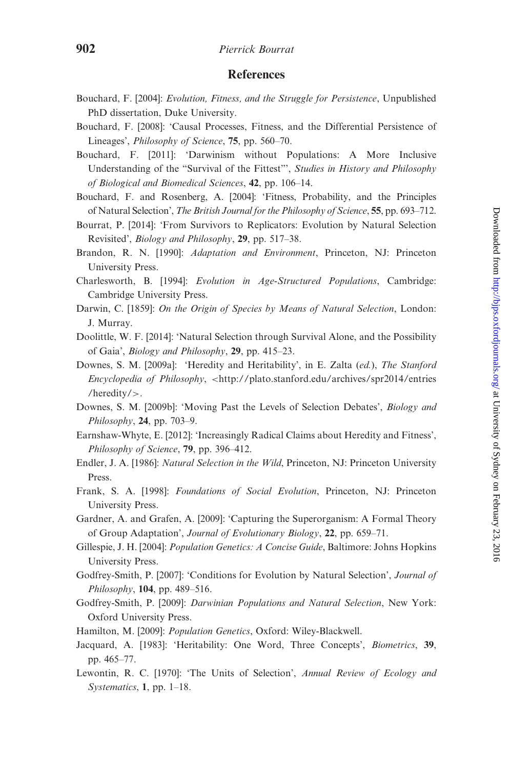## References

Bouchard, F. [2004]: *Evolution, Fitness, and the Struggle for Persistence*, Unpublished PhD dissertation, Duke University.

Bouchard, F. [2008]: 'Causal Processes, Fitness, and the Differential Persistence of Lineages', *Philosophy of Science*, **75**, pp. 560–70.

Bouchard, F. [2011]: 'Darwinism without Populations: A More Inclusive Understanding of the "Survival of the Fittest"', *Studies in History and Philosophy of Biological and Biomedical Sciences*, **42**, pp. 106–14.

Bouchard, F. and Rosenberg, A. [2004]: 'Fitness, Probability, and the Principles of Natural Selection', *The British Journal for the Philosophy of Science*, **55**, pp. 693–712.

Bourrat, P. [2014]: 'From Survivors to Replicators: Evolution by Natural Selection Revisited', *Biology and Philosophy*, **29**, pp. 517–38.

Brandon, R. N. [1990]: *Adaptation and Environment*, Princeton, NJ: Princeton University Press.

Charlesworth, B. [1994]: *Evolution in Age-Structured Populations*, Cambridge: Cambridge University Press.

Darwin, C. [1859]: *On the Origin of Species by Means of Natural Selection*, London: J. Murray.

Doolittle, W. F. [2014]: 'Natural Selection through Survival Alone, and the Possibility of Gaia', *Biology and Philosophy*, **29**, pp. 415–23.

Downes, S. M. [2009a]: 'Heredity and Heritability', in E. Zalta (*ed.*), *The Stanford Encyclopedia of Philosophy*, <http://plato.stanford.edu/archives/spr2014/entries/heredity/>.

Downes, S. M. [2009b]: 'Moving Past the Levels of Selection Debates', *Biology and Philosophy*, **24**, pp. 703–9.

Earnshaw-Whyte, E. [2012]: 'Increasingly Radical Claims about Heredity and Fitness', *Philosophy of Science*, **79**, pp. 396–412.

Endler, J. A. [1986]: *Natural Selection in the Wild*, Princeton, NJ: Princeton University Press.

Frank, S. A. [1998]: *Foundations of Social Evolution*, Princeton, NJ: Princeton University Press.

Gardner, A. and Grafen, A. [2009]: 'Capturing the Superorganism: A Formal Theory of Group Adaptation', *Journal of Evolutionary Biology*, **22**, pp. 659–71.

Gillespie, J. H. [2004]: *Population Genetics: A Concise Guide*, Baltimore: Johns Hopkins University Press.

Godfrey-Smith, P. [2007]: 'Conditions for Evolution by Natural Selection', *Journal of Philosophy*, **104**, pp. 489–516.

Godfrey-Smith, P. [2009]: *Darwinian Populations and Natural Selection*, New York: Oxford University Press.

Hamilton, M. [2009]: *Population Genetics*, Oxford: Wiley-Blackwell.

Jacquard, A. [1983]: 'Heritability: One Word, Three Concepts', *Biometrics*, **39**, pp. 465–77.

Lewontin, R. C. [1970]: 'The Units of Selection', *Annual Review of Ecology and Systematics*, **1**, pp. 1–18.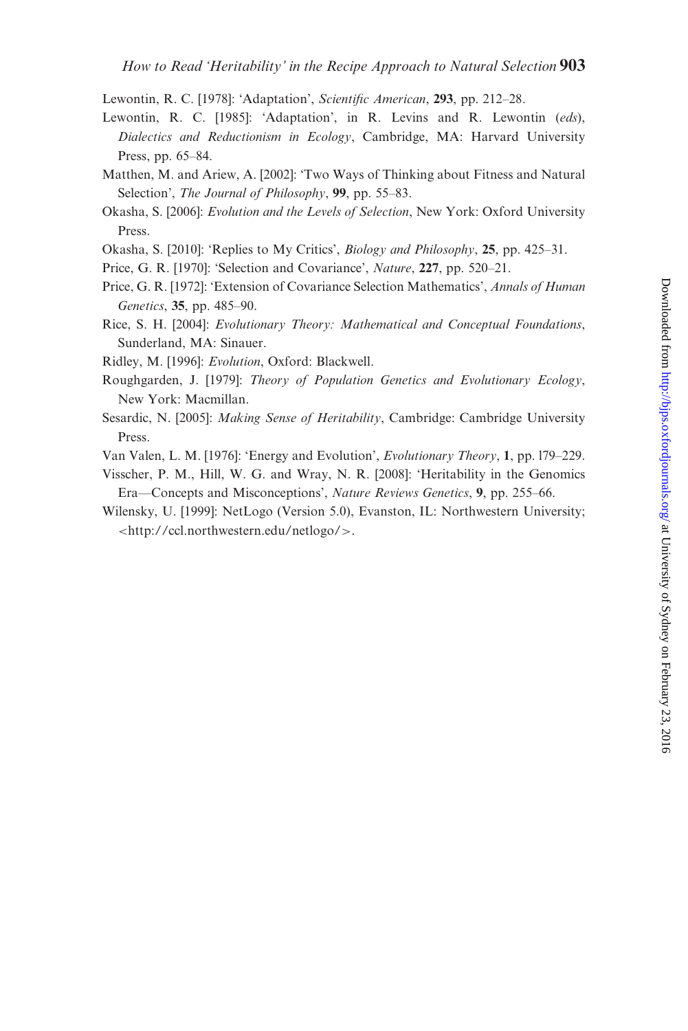Lewontin, R. C. [1978]: 'Adaptation', *Scientific American*, **293**, pp. 212–28.

Lewontin, R. C. [1985]: 'Adaptation', in R. Levins and R. Lewontin (*eds*), *Dialectics and Reductionism in Ecology*, Cambridge, MA: Harvard University Press, pp. 65–84.

Matthen, M. and Ariew, A. [2002]: 'Two Ways of Thinking about Fitness and Natural Selection', *The Journal of Philosophy*, **99**, pp. 55–83.

Okasha, S. [2006]: *Evolution and the Levels of Selection*, New York: Oxford University Press.

Okasha, S. [2010]: 'Replies to My Critics', *Biology and Philosophy*, **25**, pp. 425–31.

Price, G. R. [1970]: 'Selection and Covariance', *Nature*, **227**, pp. 520–21.

Price, G. R. [1972]: 'Extension of Covariance Selection Mathematics', *Annals of Human Genetics*, **35**, pp. 485–90.

Rice, S. H. [2004]: *Evolutionary Theory: Mathematical and Conceptual Foundations*, Sunderland, MA: Sinauer.

Ridley, M. [1996]: *Evolution*, Oxford: Blackwell.

Roughgarden, J. [1979]: *Theory of Population Genetics and Evolutionary Ecology*, New York: Macmillan.

Sesardic, N. [2005]: *Making Sense of Heritability*, Cambridge: Cambridge University Press.

Van Valen, L. M. [1976]: 'Energy and Evolution', *Evolutionary Theory*, **1**, pp. 179–229.

Visscher, P. M., Hill, W. G. and Wray, N. R. [2008]: 'Heritability in the Genomics Era—Concepts and Misconceptions', *Nature Reviews Genetics*, **9**, pp. 255–66.

Wilensky, U. [1999]: NetLogo (Version 5.0), Evanston, IL: Northwestern University; <http://ccl.northwestern.edu/netlogo/>.